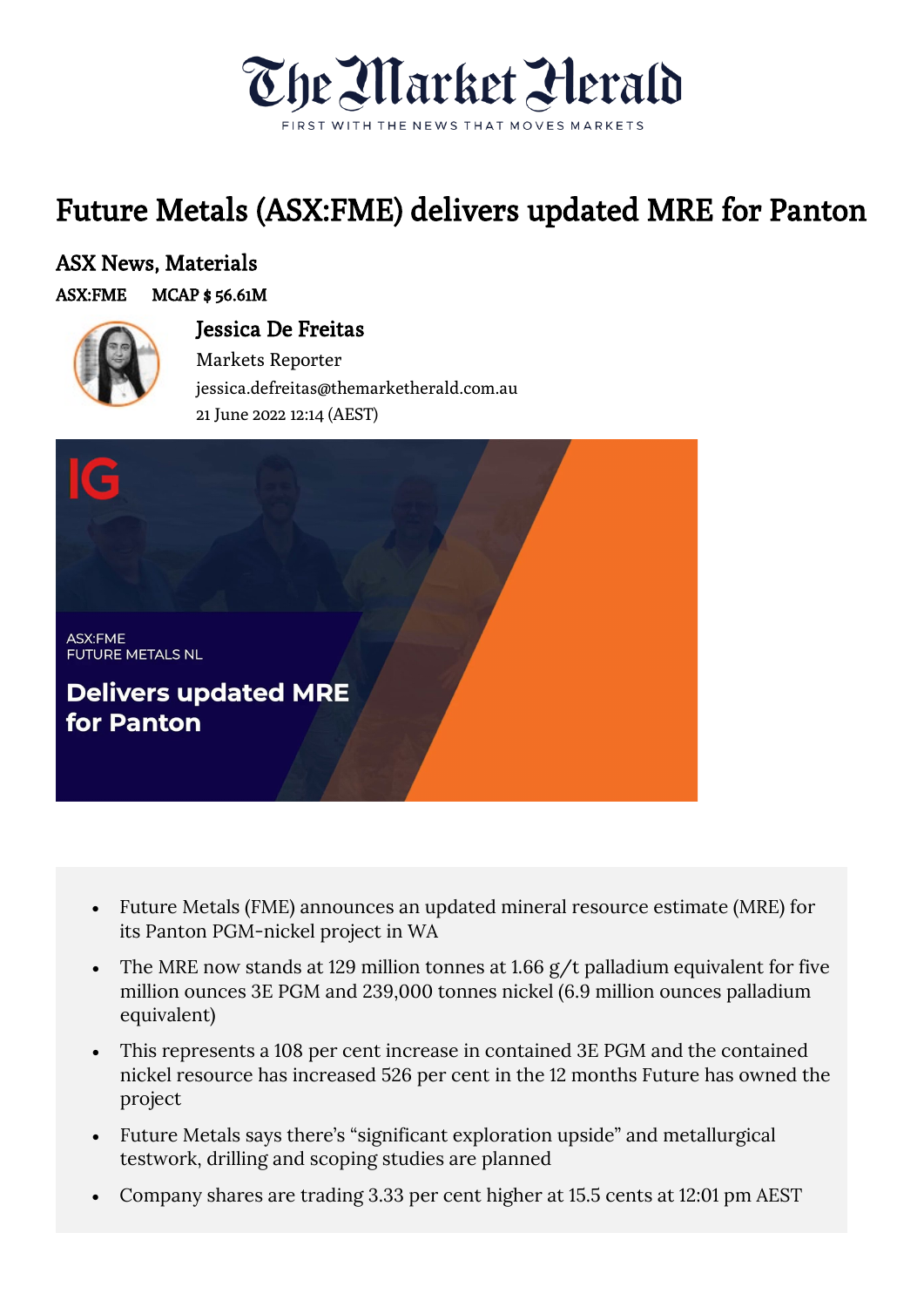# Future Metals (ASX:FME) delivers updated MRE for Panton

## ASX News, Materials

**ASX:FME** **MCAP $ 56.61M**

**Jessica De Freitas**
Markets Reporter
jessica.defreitas@themarketherald.com.au
21 June 2022 12:14 (AEST)

- Future Metals (FME) announces an updated mineral resource estimate (MRE) for its Panton PGM-nickel project in WA
- The MRE now stands at 129 million tonnes at 1.66 g/t palladium equivalent for five million ounces 3E PGM and 239,000 tonnes nickel (6.9 million ounces palladium equivalent)
- This represents a 108 per cent increase in contained 3E PGM and the contained nickel resource has increased 526 per cent in the 12 months Future has owned the project
- Future Metals says there's "significant exploration upside" and metallurgical testwork, drilling and scoping studies are planned
- Company shares are trading 3.33 per cent higher at 15.5 cents at 12:01 pm AEST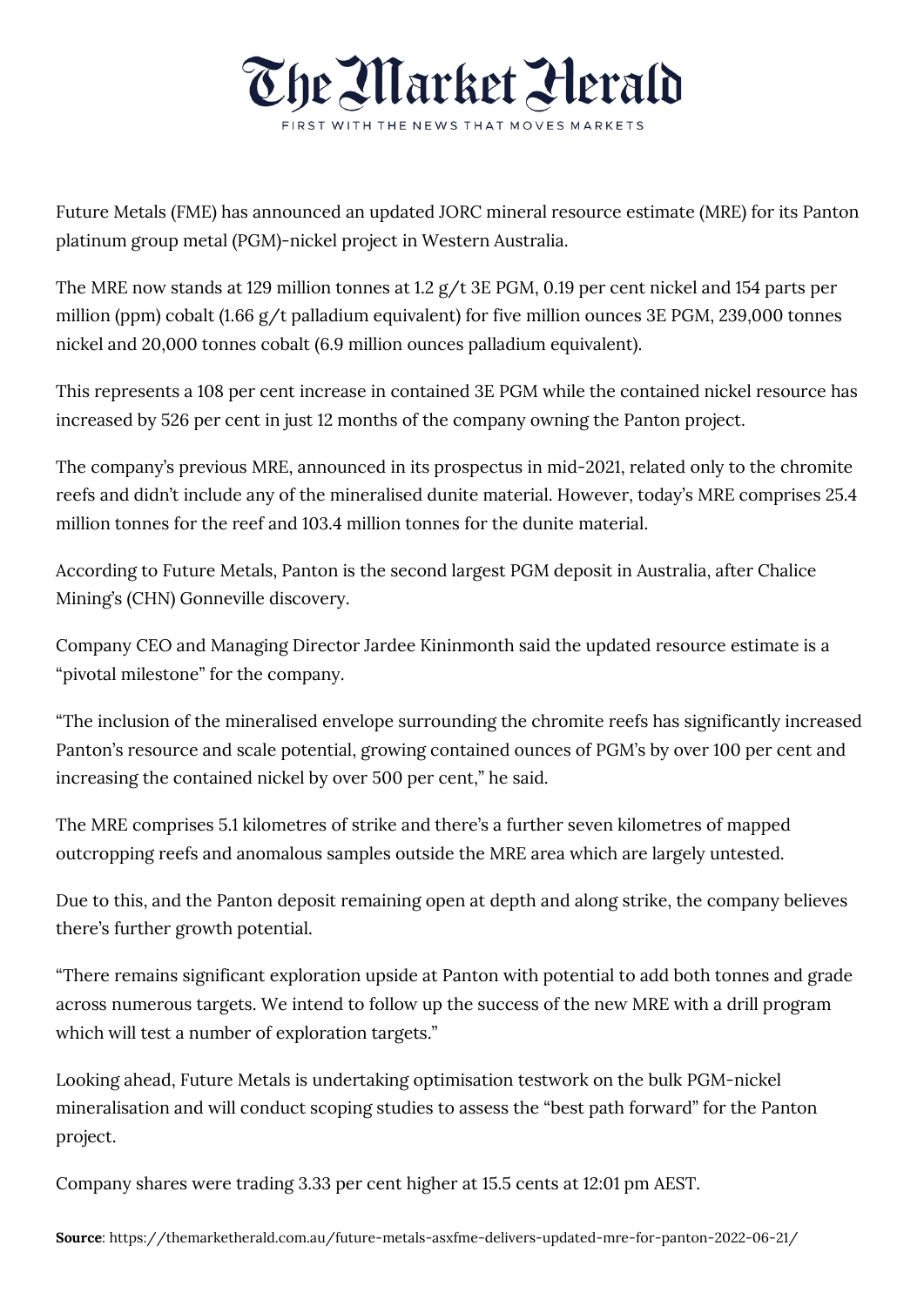# The Market Herald

FIRST WITH THE NEWS THAT MOVES MARKETS

Future Metals (FME) has announced an updated JORC mineral resource estimate (MRE) for its Panton platinum group metal (PGM)-nickel project in Western Australia.

The MRE now stands at 129 million tonnes at 1.2 g/t 3E PGM, 0.19 per cent nickel and 154 parts per million (ppm) cobalt (1.66 g/t palladium equivalent) for five million ounces 3E PGM, 239,000 tonnes nickel and 20,000 tonnes cobalt (6.9 million ounces palladium equivalent).

This represents a 108 per cent increase in contained 3E PGM while the contained nickel resource has increased by 526 per cent in just 12 months of the company owning the Panton project.

The company's previous MRE, announced in its prospectus in mid-2021, related only to the chromite reefs and didn't include any of the mineralised dunite material. However, today's MRE comprises 25.4 million tonnes for the reef and 103.4 million tonnes for the dunite material.

According to Future Metals, Panton is the second largest PGM deposit in Australia, after Chalice Mining's (CHN) Gonneville discovery.

Company CEO and Managing Director Jardee Kininmonth said the updated resource estimate is a "pivotal milestone" for the company.

"The inclusion of the mineralised envelope surrounding the chromite reefs has significantly increased Panton's resource and scale potential, growing contained ounces of PGM's by over 100 per cent and increasing the contained nickel by over 500 per cent," he said.

The MRE comprises 5.1 kilometres of strike and there's a further seven kilometres of mapped outcropping reefs and anomalous samples outside the MRE area which are largely untested.

Due to this, and the Panton deposit remaining open at depth and along strike, the company believes there's further growth potential.

"There remains significant exploration upside at Panton with potential to add both tonnes and grade across numerous targets. We intend to follow up the success of the new MRE with a drill program which will test a number of exploration targets."

Looking ahead, Future Metals is undertaking optimisation testwork on the bulk PGM-nickel mineralisation and will conduct scoping studies to assess the "best path forward" for the Panton project.

Company shares were trading 3.33 per cent higher at 15.5 cents at 12:01 pm AEST.

**Source**: https://themarketherald.com.au/future-metals-asxfme-delivers-updated-mre-for-panton-2022-06-21/